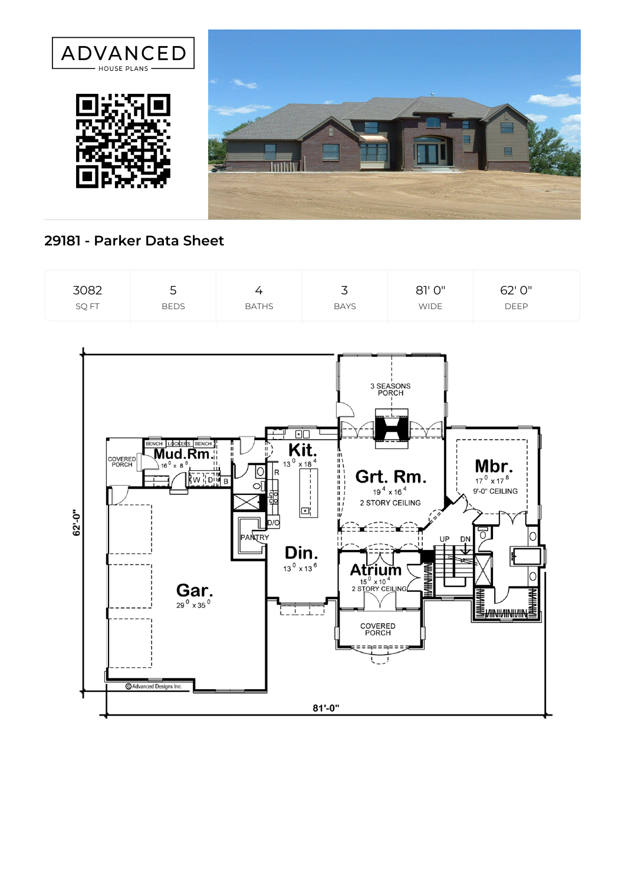ADVANCED
HOUSE PLANS

## 29181 - Parker Data Sheet

| 3082 | 5 | 4 | 3 | 81' 0" | 62' 0" |
|---|---|---|---|---|---|
| SQ FT | BEDS | BATHS | BAYS | WIDE | DEEP |

3 SEASONS PORCH

Kit. $13^{0} \times 18^{4}$

Grt. Rm. $19^{4} \times 16^{4}$
2 STORY CEILING

Mbr. $17^{0} \times 17^{8}$
9'-0" CEILING

COVERED PORCH

Mud.Rm. $16^{0} \times 8^{8}$

BENCH LOCKERS BENCH

W D B

R

PANTRY

D/O

Din. $13^{0} \times 13^{6}$

Atrium $15^{0} \times 10^{4}$
2 STORY CEILING

UP DN

Gar. $29^{0} \times 35^{0}$

COVERED PORCH

© Advanced Designs Inc.

62'-0"

81'-0"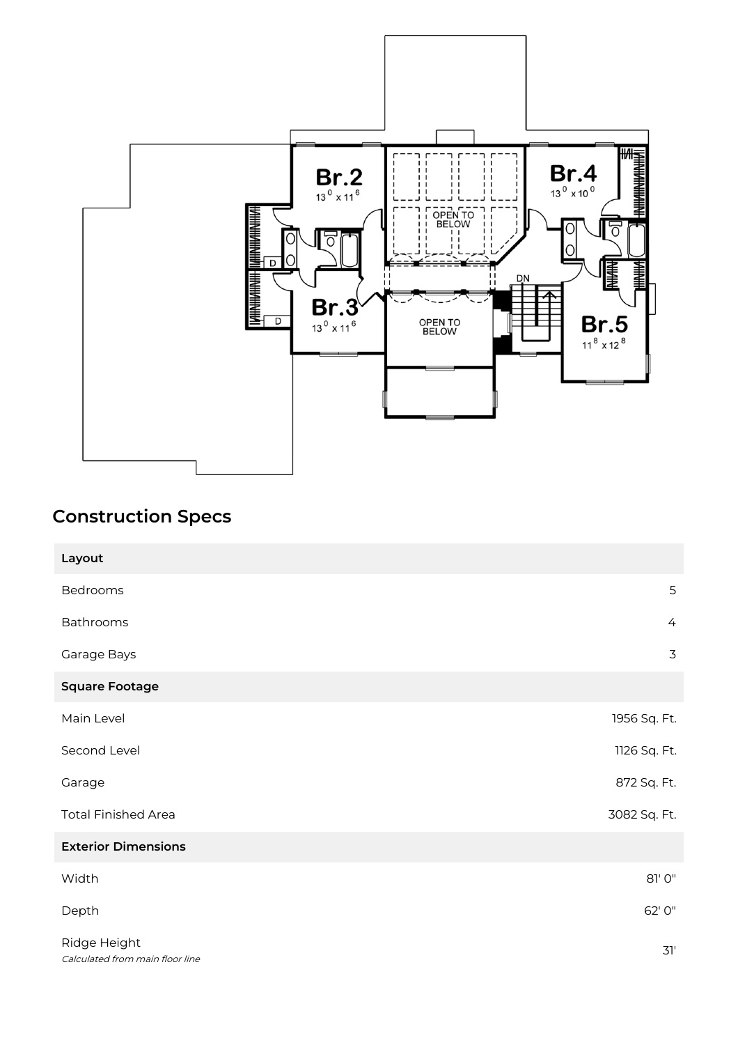## Construction Specs

| Layout | |
|---|---|
| Bedrooms | 5 |
| Bathrooms | 4 |
| Garage Bays | 3 |
| **Square Footage** | |
| Main Level | 1956 Sq. Ft. |
| Second Level | 1126 Sq. Ft. |
| Garage | 872 Sq. Ft. |
| Total Finished Area | 3082 Sq. Ft. |
| **Exterior Dimensions** | |
| Width | 81' 0" |
| Depth | 62' 0" |
| Ridge Height *Calculated from main floor line* | 31' |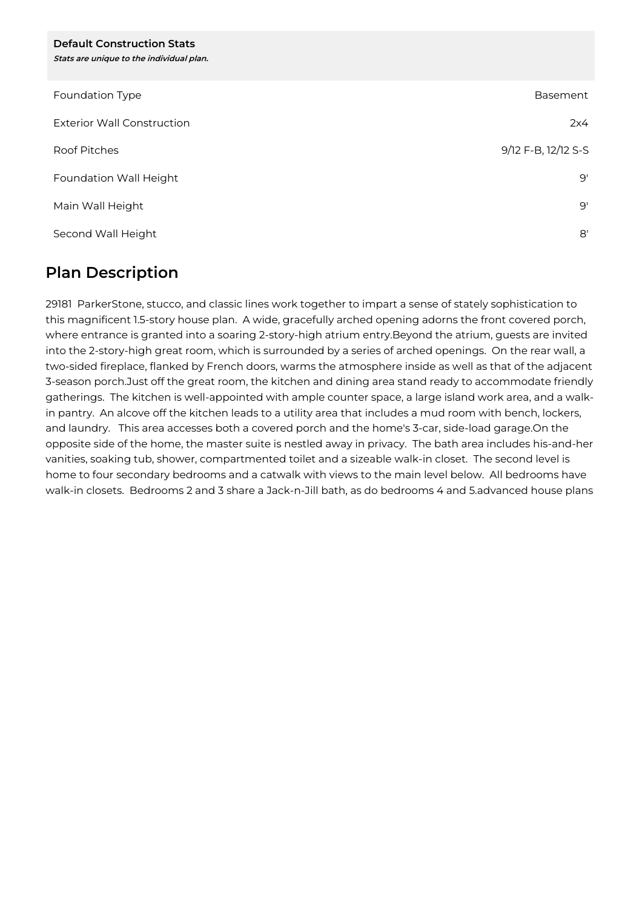| **Default Construction Stats**<br>***Stats are unique to the individual plan.*** | |
| --- | --- |
| Foundation Type | Basement |
| Exterior Wall Construction | 2x4 |
| Roof Pitches | 9/12 F-B, 12/12 S-S |
| Foundation Wall Height | 9' |
| Main Wall Height | 9' |
| Second Wall Height | 8' |

## Plan Description

29181 ParkerStone, stucco, and classic lines work together to impart a sense of stately sophistication to this magnificent 1.5-story house plan. A wide, gracefully arched opening adorns the front covered porch, where entrance is granted into a soaring 2-story-high atrium entry.Beyond the atrium, guests are invited into the 2-story-high great room, which is surrounded by a series of arched openings. On the rear wall, a two-sided fireplace, flanked by French doors, warms the atmosphere inside as well as that of the adjacent 3-season porch.Just off the great room, the kitchen and dining area stand ready to accommodate friendly gatherings. The kitchen is well-appointed with ample counter space, a large island work area, and a walk-in pantry. An alcove off the kitchen leads to a utility area that includes a mud room with bench, lockers, and laundry. This area accesses both a covered porch and the home's 3-car, side-load garage.On the opposite side of the home, the master suite is nestled away in privacy. The bath area includes his-and-her vanities, soaking tub, shower, compartmented toilet and a sizeable walk-in closet. The second level is home to four secondary bedrooms and a catwalk with views to the main level below. All bedrooms have walk-in closets. Bedrooms 2 and 3 share a Jack-n-Jill bath, as do bedrooms 4 and 5.advanced house plans